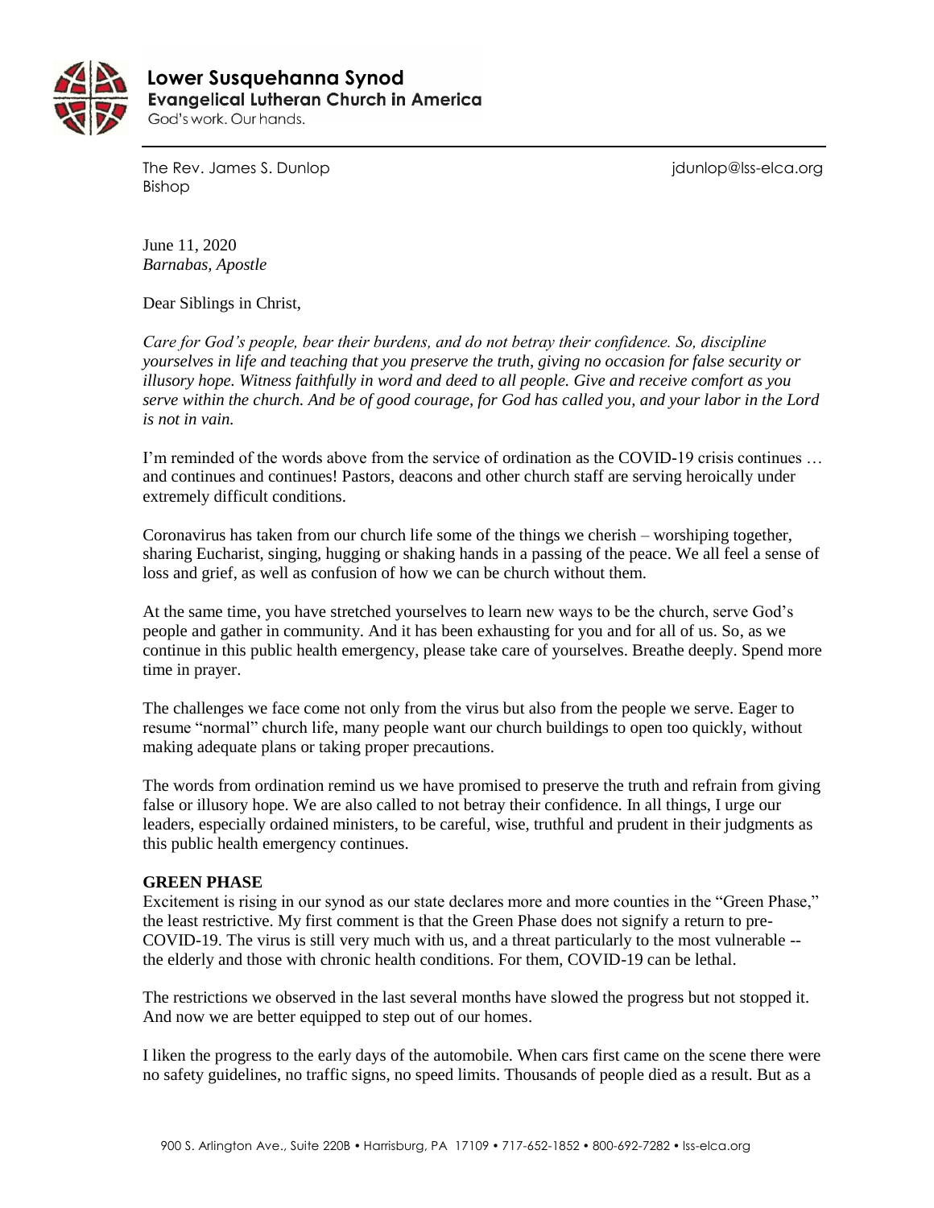**Lower Susquehanna Synod**
**Evangelical Lutheran Church in America**
God's work. Our hands.

The Rev. James S. Dunlop
Bishop

jdunlop@lss-elca.org

June 11, 2020
*Barnabas, Apostle*

Dear Siblings in Christ,

*Care for God's people, bear their burdens, and do not betray their confidence. So, discipline yourselves in life and teaching that you preserve the truth, giving no occasion for false security or illusory hope. Witness faithfully in word and deed to all people. Give and receive comfort as you serve within the church. And be of good courage, for God has called you, and your labor in the Lord is not in vain.*

I'm reminded of the words above from the service of ordination as the COVID-19 crisis continues … and continues and continues! Pastors, deacons and other church staff are serving heroically under extremely difficult conditions.

Coronavirus has taken from our church life some of the things we cherish – worshiping together, sharing Eucharist, singing, hugging or shaking hands in a passing of the peace. We all feel a sense of loss and grief, as well as confusion of how we can be church without them.

At the same time, you have stretched yourselves to learn new ways to be the church, serve God's people and gather in community. And it has been exhausting for you and for all of us. So, as we continue in this public health emergency, please take care of yourselves. Breathe deeply. Spend more time in prayer.

The challenges we face come not only from the virus but also from the people we serve. Eager to resume "normal" church life, many people want our church buildings to open too quickly, without making adequate plans or taking proper precautions.

The words from ordination remind us we have promised to preserve the truth and refrain from giving false or illusory hope. We are also called to not betray their confidence. In all things, I urge our leaders, especially ordained ministers, to be careful, wise, truthful and prudent in their judgments as this public health emergency continues.

**GREEN PHASE**

Excitement is rising in our synod as our state declares more and more counties in the "Green Phase," the least restrictive. My first comment is that the Green Phase does not signify a return to pre-COVID-19. The virus is still very much with us, and a threat particularly to the most vulnerable -- the elderly and those with chronic health conditions. For them, COVID-19 can be lethal.

The restrictions we observed in the last several months have slowed the progress but not stopped it. And now we are better equipped to step out of our homes.

I liken the progress to the early days of the automobile. When cars first came on the scene there were no safety guidelines, no traffic signs, no speed limits. Thousands of people died as a result. But as a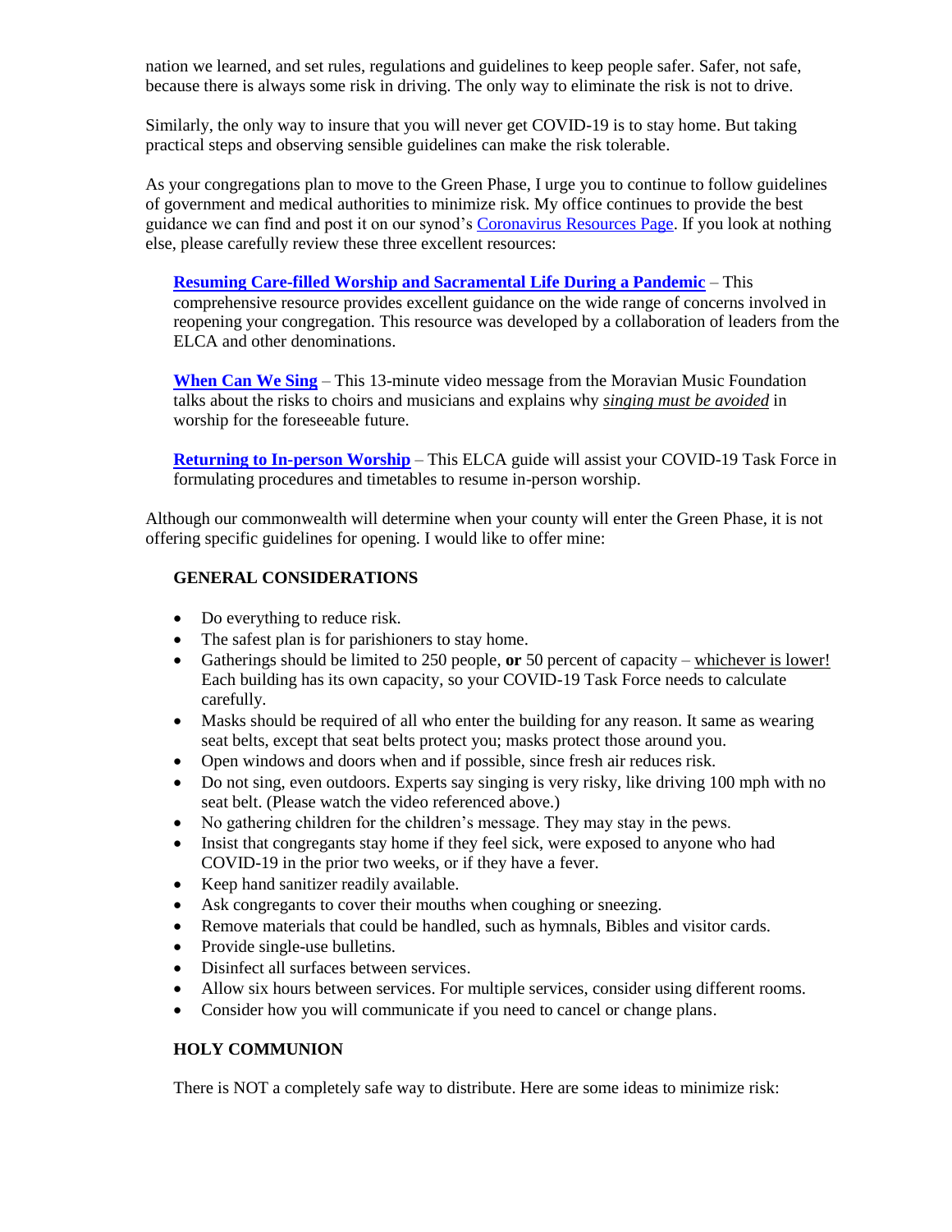nation we learned, and set rules, regulations and guidelines to keep people safer. Safer, not safe, because there is always some risk in driving. The only way to eliminate the risk is not to drive.

Similarly, the only way to insure that you will never get COVID-19 is to stay home. But taking practical steps and observing sensible guidelines can make the risk tolerable.

As your congregations plan to move to the Green Phase, I urge you to continue to follow guidelines of government and medical authorities to minimize risk. My office continues to provide the best guidance we can find and post it on our synod's Coronavirus Resources Page. If you look at nothing else, please carefully review these three excellent resources:

> **Resuming Care-filled Worship and Sacramental Life During a Pandemic** – This comprehensive resource provides excellent guidance on the wide range of concerns involved in reopening your congregation. This resource was developed by a collaboration of leaders from the ELCA and other denominations.
>
> **When Can We Sing** – This 13-minute video message from the Moravian Music Foundation talks about the risks to choirs and musicians and explains why ***singing must be avoided*** in worship for the foreseeable future.
>
> **Returning to In-person Worship** – This ELCA guide will assist your COVID-19 Task Force in formulating procedures and timetables to resume in-person worship.

Although our commonwealth will determine when your county will enter the Green Phase, it is not offering specific guidelines for opening. I would like to offer mine:

### GENERAL CONSIDERATIONS

- Do everything to reduce risk.
- The safest plan is for parishioners to stay home.
- Gatherings should be limited to 250 people, **or** 50 percent of capacity – whichever is lower! Each building has its own capacity, so your COVID-19 Task Force needs to calculate carefully.
- Masks should be required of all who enter the building for any reason. It same as wearing seat belts, except that seat belts protect you; masks protect those around you.
- Open windows and doors when and if possible, since fresh air reduces risk.
- Do not sing, even outdoors. Experts say singing is very risky, like driving 100 mph with no seat belt. (Please watch the video referenced above.)
- No gathering children for the children's message. They may stay in the pews.
- Insist that congregants stay home if they feel sick, were exposed to anyone who had COVID-19 in the prior two weeks, or if they have a fever.
- Keep hand sanitizer readily available.
- Ask congregants to cover their mouths when coughing or sneezing.
- Remove materials that could be handled, such as hymnals, Bibles and visitor cards.
- Provide single-use bulletins.
- Disinfect all surfaces between services.
- Allow six hours between services. For multiple services, consider using different rooms.
- Consider how you will communicate if you need to cancel or change plans.

### HOLY COMMUNION

There is NOT a completely safe way to distribute. Here are some ideas to minimize risk: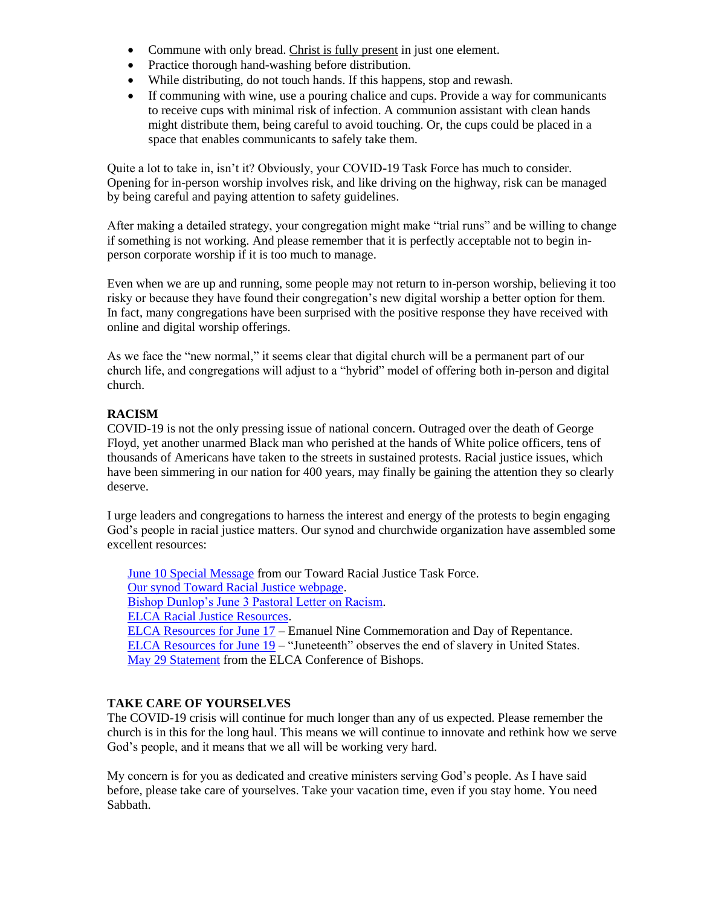- Commune with only bread. Christ is fully present in just one element.
- Practice thorough hand-washing before distribution.
- While distributing, do not touch hands. If this happens, stop and rewash.
- If communing with wine, use a pouring chalice and cups. Provide a way for communicants to receive cups with minimal risk of infection. A communion assistant with clean hands might distribute them, being careful to avoid touching. Or, the cups could be placed in a space that enables communicants to safely take them.

Quite a lot to take in, isn't it? Obviously, your COVID-19 Task Force has much to consider. Opening for in-person worship involves risk, and like driving on the highway, risk can be managed by being careful and paying attention to safety guidelines.

After making a detailed strategy, your congregation might make "trial runs" and be willing to change if something is not working. And please remember that it is perfectly acceptable not to begin in-person corporate worship if it is too much to manage.

Even when we are up and running, some people may not return to in-person worship, believing it too risky or because they have found their congregation's new digital worship a better option for them. In fact, many congregations have been surprised with the positive response they have received with online and digital worship offerings.

As we face the "new normal," it seems clear that digital church will be a permanent part of our church life, and congregations will adjust to a "hybrid" model of offering both in-person and digital church.

**RACISM**

COVID-19 is not the only pressing issue of national concern. Outraged over the death of George Floyd, yet another unarmed Black man who perished at the hands of White police officers, tens of thousands of Americans have taken to the streets in sustained protests. Racial justice issues, which have been simmering in our nation for 400 years, may finally be gaining the attention they so clearly deserve.

I urge leaders and congregations to harness the interest and energy of the protests to begin engaging God's people in racial justice matters. Our synod and churchwide organization have assembled some excellent resources:

June 10 Special Message from our Toward Racial Justice Task Force.
Our synod Toward Racial Justice webpage.
Bishop Dunlop's June 3 Pastoral Letter on Racism.
ELCA Racial Justice Resources.
ELCA Resources for June 17 – Emanuel Nine Commemoration and Day of Repentance.
ELCA Resources for June 19 – "Juneteenth" observes the end of slavery in United States.
May 29 Statement from the ELCA Conference of Bishops.

**TAKE CARE OF YOURSELVES**

The COVID-19 crisis will continue for much longer than any of us expected. Please remember the church is in this for the long haul. This means we will continue to innovate and rethink how we serve God's people, and it means that we all will be working very hard.

My concern is for you as dedicated and creative ministers serving God's people. As I have said before, please take care of yourselves. Take your vacation time, even if you stay home. You need Sabbath.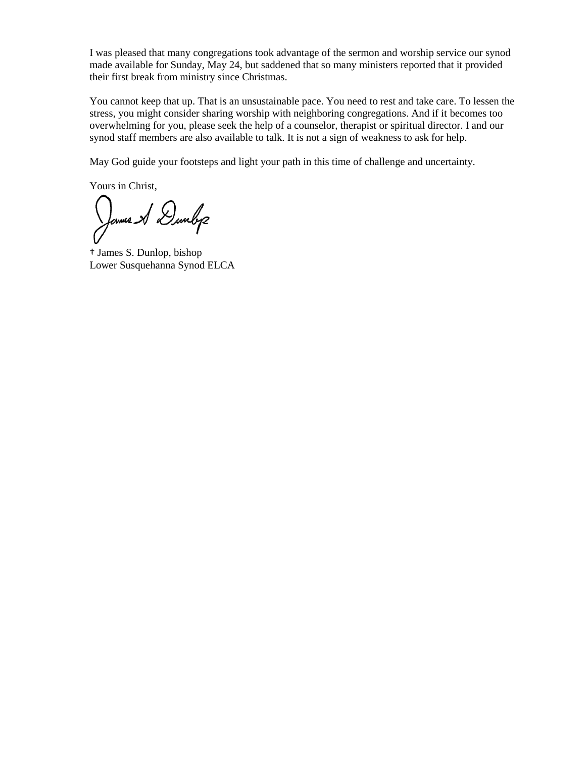I was pleased that many congregations took advantage of the sermon and worship service our synod made available for Sunday, May 24, but saddened that so many ministers reported that it provided their first break from ministry since Christmas.

You cannot keep that up. That is an unsustainable pace. You need to rest and take care. To lessen the stress, you might consider sharing worship with neighboring congregations. And if it becomes too overwhelming for you, please seek the help of a counselor, therapist or spiritual director. I and our synod staff members are also available to talk. It is not a sign of weakness to ask for help.

May God guide your footsteps and light your path in this time of challenge and uncertainty.

Yours in Christ,

† James S. Dunlop, bishop
Lower Susquehanna Synod ELCA